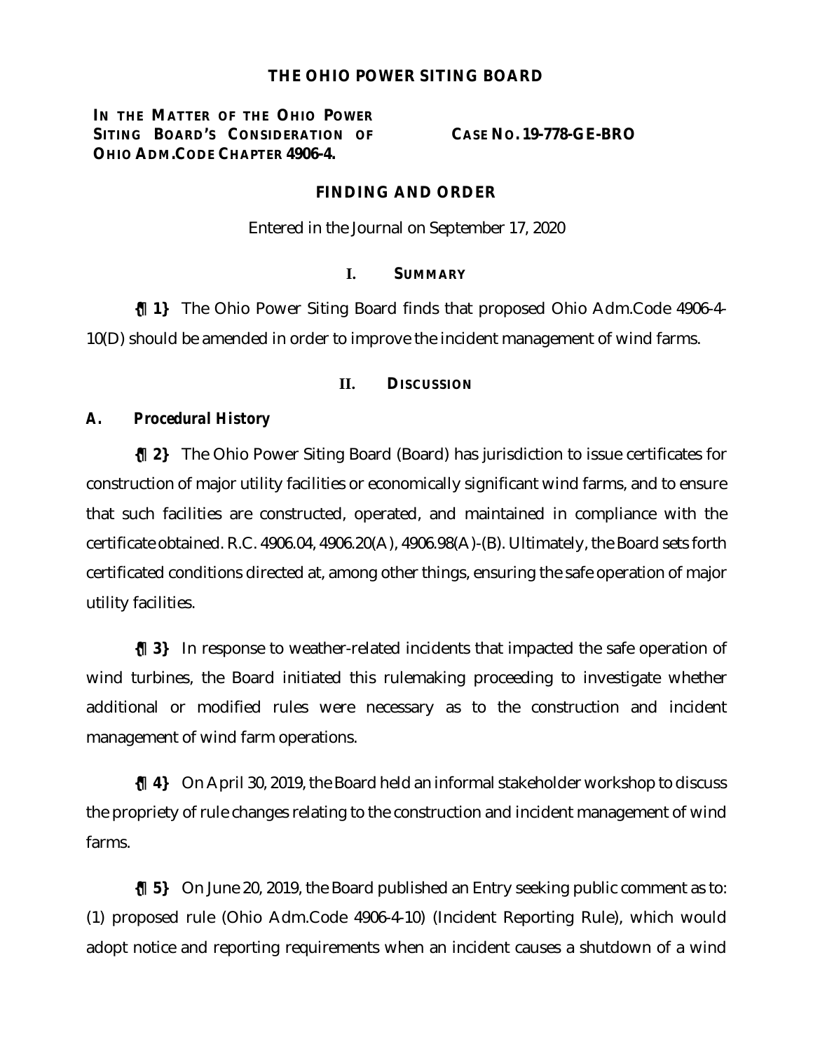**THE OHIO POWER SITING BOARD**

**IN THE MATTER OF THE OHIO POWER SITING BOARD'S CONSIDERATION OF OHIO ADM.CODE CHAPTER 4906-4.**

**CASE NO. 19-778-GE-BRO**

**FINDING AND ORDER**

Entered in the Journal on September 17, 2020

## I. SUMMARY

**{¶ 1}** The Ohio Power Siting Board finds that proposed Ohio Adm.Code 4906-4-10(D) should be amended in order to improve the incident management of wind farms.

## II. DISCUSSION

### A. *Procedural History*

**{¶ 2}** The Ohio Power Siting Board (Board) has jurisdiction to issue certificates for construction of major utility facilities or economically significant wind farms, and to ensure that such facilities are constructed, operated, and maintained in compliance with the certificate obtained. R.C. 4906.04, 4906.20(A), 4906.98(A)-(B). Ultimately, the Board sets forth certificated conditions directed at, among other things, ensuring the safe operation of major utility facilities.

**{¶ 3}** In response to weather-related incidents that impacted the safe operation of wind turbines, the Board initiated this rulemaking proceeding to investigate whether additional or modified rules were necessary as to the construction and incident management of wind farm operations.

**{¶ 4}** On April 30, 2019, the Board held an informal stakeholder workshop to discuss the propriety of rule changes relating to the construction and incident management of wind farms.

**{¶ 5}** On June 20, 2019, the Board published an Entry seeking public comment as to: (1) proposed rule (Ohio Adm.Code 4906-4-10) (Incident Reporting Rule), which would adopt notice and reporting requirements when an incident causes a shutdown of a wind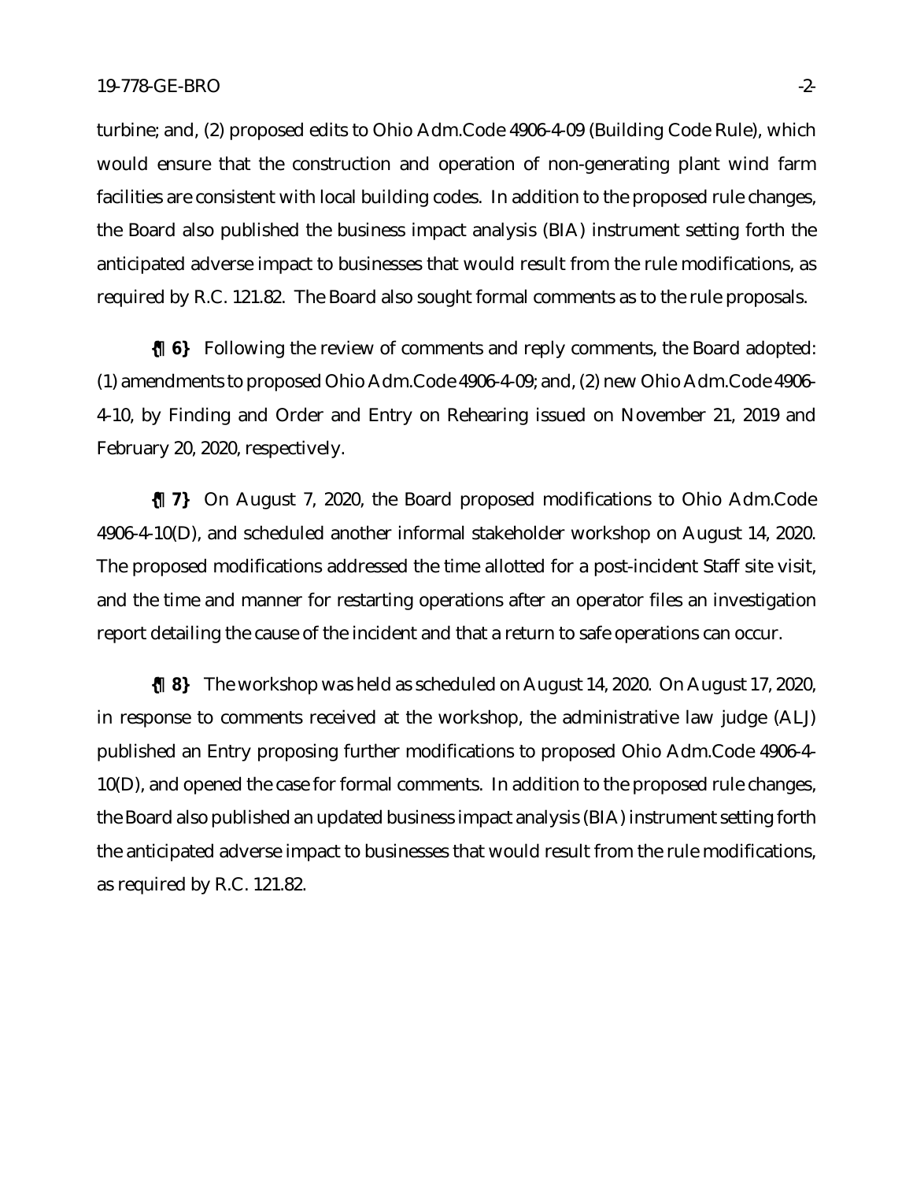turbine; and, (2) proposed edits to Ohio Adm.Code 4906-4-09 (Building Code Rule), which would ensure that the construction and operation of non-generating plant wind farm facilities are consistent with local building codes. In addition to the proposed rule changes, the Board also published the business impact analysis (BIA) instrument setting forth the anticipated adverse impact to businesses that would result from the rule modifications, as required by R.C. 121.82. The Board also sought formal comments as to the rule proposals.

**{¶ 6}** Following the review of comments and reply comments, the Board adopted: (1) amendments to proposed Ohio Adm.Code 4906-4-09; and, (2) new Ohio Adm.Code 4906-4-10, by Finding and Order and Entry on Rehearing issued on November 21, 2019 and February 20, 2020, respectively.

**{¶ 7}** On August 7, 2020, the Board proposed modifications to Ohio Adm.Code 4906-4-10(D), and scheduled another informal stakeholder workshop on August 14, 2020. The proposed modifications addressed the time allotted for a post-incident Staff site visit, and the time and manner for restarting operations after an operator files an investigation report detailing the cause of the incident and that a return to safe operations can occur.

**{¶ 8}** The workshop was held as scheduled on August 14, 2020. On August 17, 2020, in response to comments received at the workshop, the administrative law judge (ALJ) published an Entry proposing further modifications to proposed Ohio Adm.Code 4906-4-10(D), and opened the case for formal comments. In addition to the proposed rule changes, the Board also published an updated business impact analysis (BIA) instrument setting forth the anticipated adverse impact to businesses that would result from the rule modifications, as required by R.C. 121.82.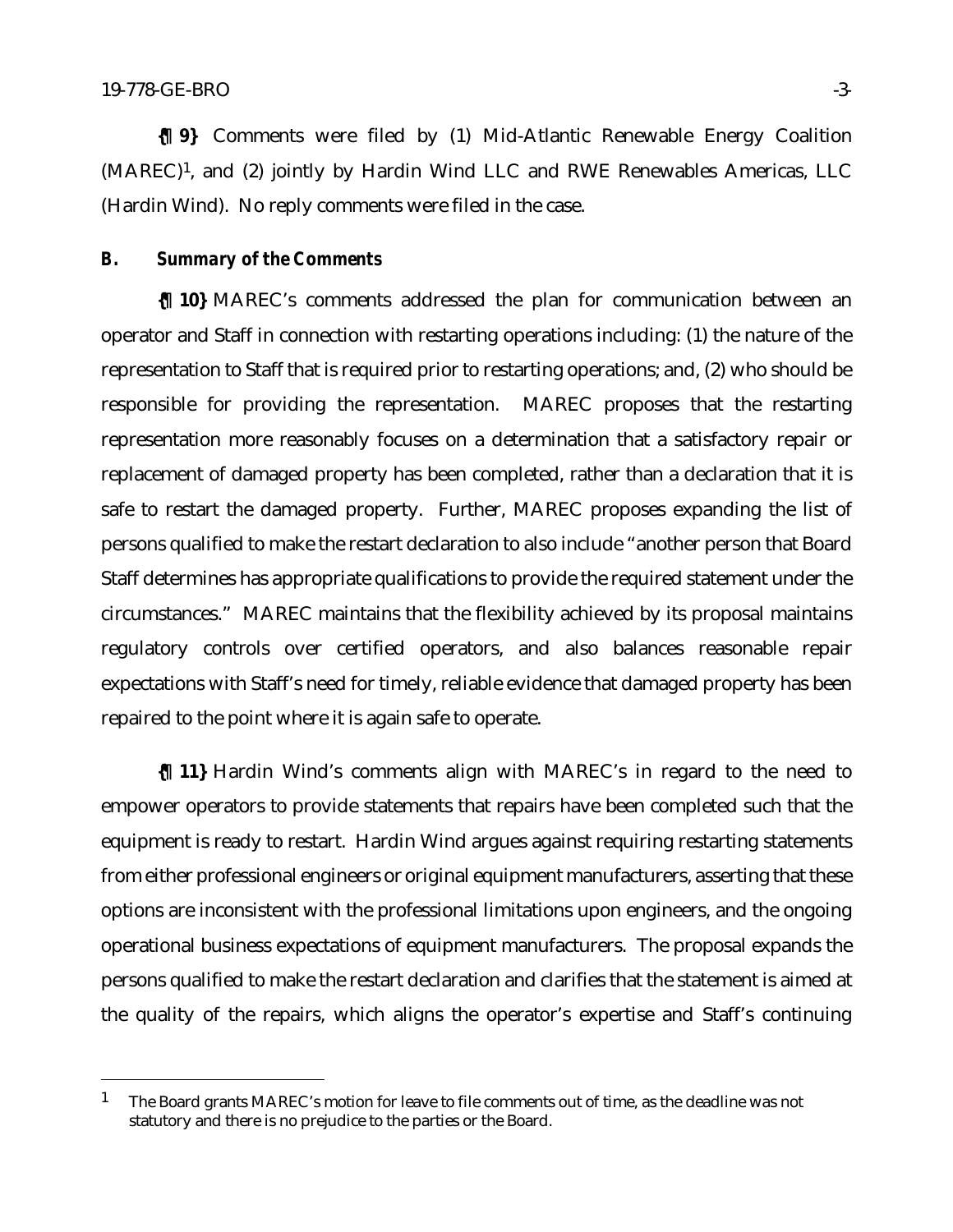{¶ 9} Comments were filed by (1) Mid-Atlantic Renewable Energy Coalition (MAREC)[1], and (2) jointly by Hardin Wind LLC and RWE Renewables Americas, LLC (Hardin Wind). No reply comments were filed in the case.

### *B. Summary of the Comments*

{¶ 10} MAREC's comments addressed the plan for communication between an operator and Staff in connection with restarting operations including: (1) the nature of the representation to Staff that is required prior to restarting operations; and, (2) who should be responsible for providing the representation. MAREC proposes that the restarting representation more reasonably focuses on a determination that a satisfactory repair or replacement of damaged property has been completed, rather than a declaration that it is safe to restart the damaged property. Further, MAREC proposes expanding the list of persons qualified to make the restart declaration to also include "another person that Board Staff determines has appropriate qualifications to provide the required statement under the circumstances." MAREC maintains that the flexibility achieved by its proposal maintains regulatory controls over certified operators, and also balances reasonable repair expectations with Staff's need for timely, reliable evidence that damaged property has been repaired to the point where it is again safe to operate.

{¶ 11} Hardin Wind's comments align with MAREC's in regard to the need to empower operators to provide statements that repairs have been completed such that the equipment is ready to restart. Hardin Wind argues against requiring restarting statements from either professional engineers or original equipment manufacturers, asserting that these options are inconsistent with the professional limitations upon engineers, and the ongoing operational business expectations of equipment manufacturers. The proposal expands the persons qualified to make the restart declaration and clarifies that the statement is aimed at the quality of the repairs, which aligns the operator's expertise and Staff's continuing

[1] The Board grants MAREC's motion for leave to file comments out of time, as the deadline was not statutory and there is no prejudice to the parties or the Board.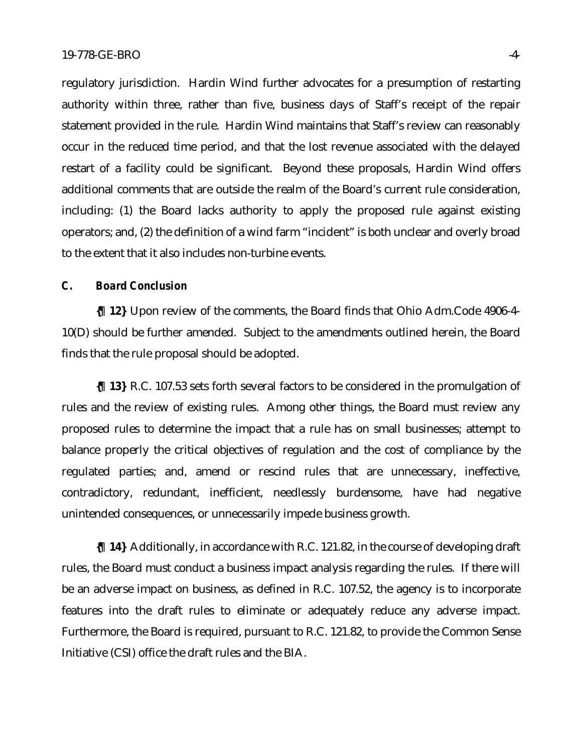regulatory jurisdiction. Hardin Wind further advocates for a presumption of restarting authority within three, rather than five, business days of Staff's receipt of the repair statement provided in the rule. Hardin Wind maintains that Staff's review can reasonably occur in the reduced time period, and that the lost revenue associated with the delayed restart of a facility could be significant. Beyond these proposals, Hardin Wind offers additional comments that are outside the realm of the Board's current rule consideration, including: (1) the Board lacks authority to apply the proposed rule against existing operators; and, (2) the definition of a wind farm "incident" is both unclear and overly broad to the extent that it also includes non-turbine events.

### C. *Board Conclusion*

**{¶ 12}** Upon review of the comments, the Board finds that Ohio Adm.Code 4906-4-10(D) should be further amended. Subject to the amendments outlined herein, the Board finds that the rule proposal should be adopted.

**{¶ 13}** R.C. 107.53 sets forth several factors to be considered in the promulgation of rules and the review of existing rules. Among other things, the Board must review any proposed rules to determine the impact that a rule has on small businesses; attempt to balance properly the critical objectives of regulation and the cost of compliance by the regulated parties; and, amend or rescind rules that are unnecessary, ineffective, contradictory, redundant, inefficient, needlessly burdensome, have had negative unintended consequences, or unnecessarily impede business growth.

**{¶ 14}** Additionally, in accordance with R.C. 121.82, in the course of developing draft rules, the Board must conduct a business impact analysis regarding the rules. If there will be an adverse impact on business, as defined in R.C. 107.52, the agency is to incorporate features into the draft rules to eliminate or adequately reduce any adverse impact. Furthermore, the Board is required, pursuant to R.C. 121.82, to provide the Common Sense Initiative (CSI) office the draft rules and the BIA.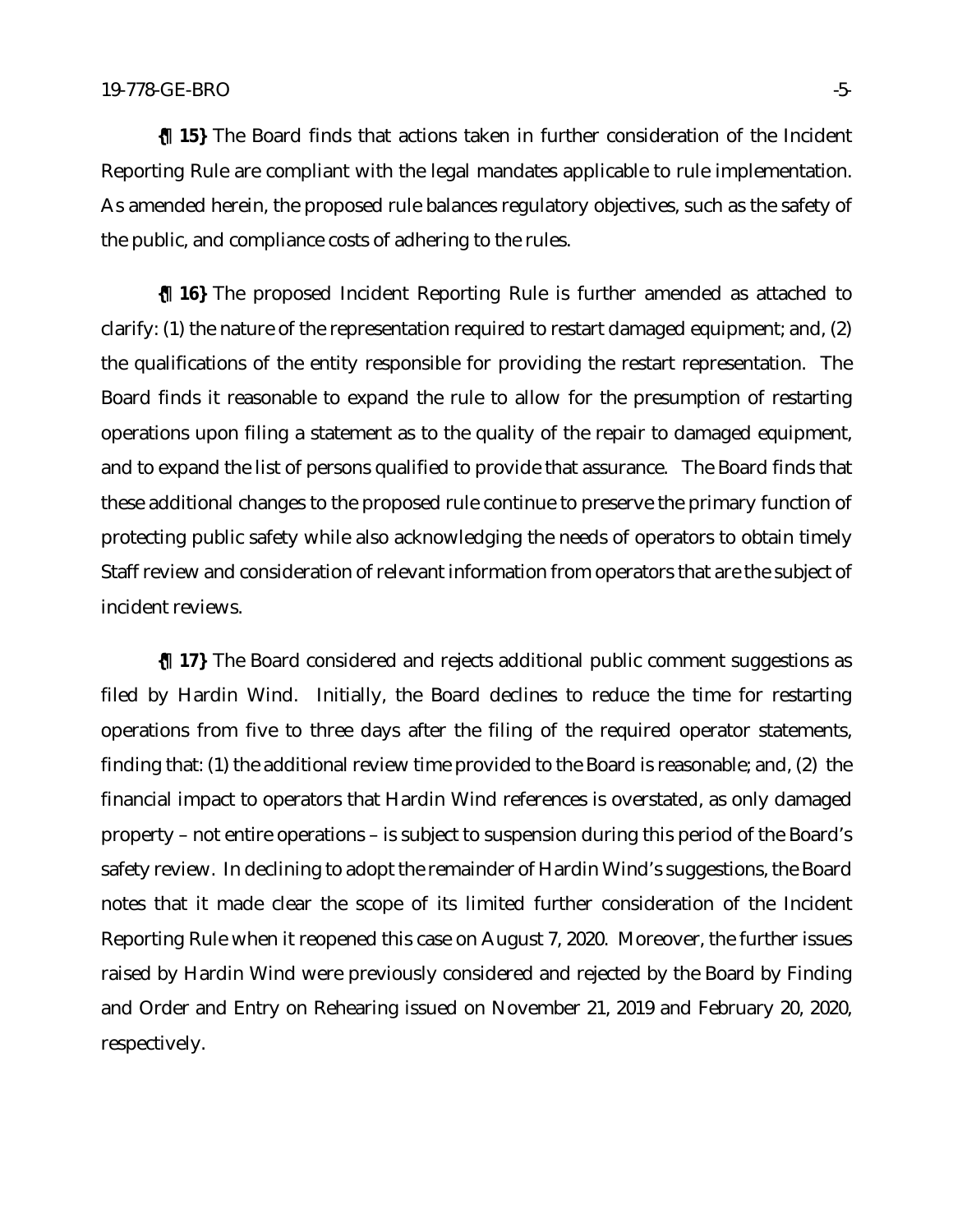**{¶ 15}** The Board finds that actions taken in further consideration of the Incident Reporting Rule are compliant with the legal mandates applicable to rule implementation. As amended herein, the proposed rule balances regulatory objectives, such as the safety of the public, and compliance costs of adhering to the rules.

**{¶ 16}** The proposed Incident Reporting Rule is further amended as attached to clarify: (1) the nature of the representation required to restart damaged equipment; and, (2) the qualifications of the entity responsible for providing the restart representation. The Board finds it reasonable to expand the rule to allow for the presumption of restarting operations upon filing a statement as to the quality of the repair to damaged equipment, and to expand the list of persons qualified to provide that assurance. The Board finds that these additional changes to the proposed rule continue to preserve the primary function of protecting public safety while also acknowledging the needs of operators to obtain timely Staff review and consideration of relevant information from operators that are the subject of incident reviews.

**{¶ 17}** The Board considered and rejects additional public comment suggestions as filed by Hardin Wind. Initially, the Board declines to reduce the time for restarting operations from five to three days after the filing of the required operator statements, finding that: (1) the additional review time provided to the Board is reasonable; and, (2) the financial impact to operators that Hardin Wind references is overstated, as only damaged property – not entire operations – is subject to suspension during this period of the Board's safety review. In declining to adopt the remainder of Hardin Wind's suggestions, the Board notes that it made clear the scope of its limited further consideration of the Incident Reporting Rule when it reopened this case on August 7, 2020. Moreover, the further issues raised by Hardin Wind were previously considered and rejected by the Board by Finding and Order and Entry on Rehearing issued on November 21, 2019 and February 20, 2020, respectively.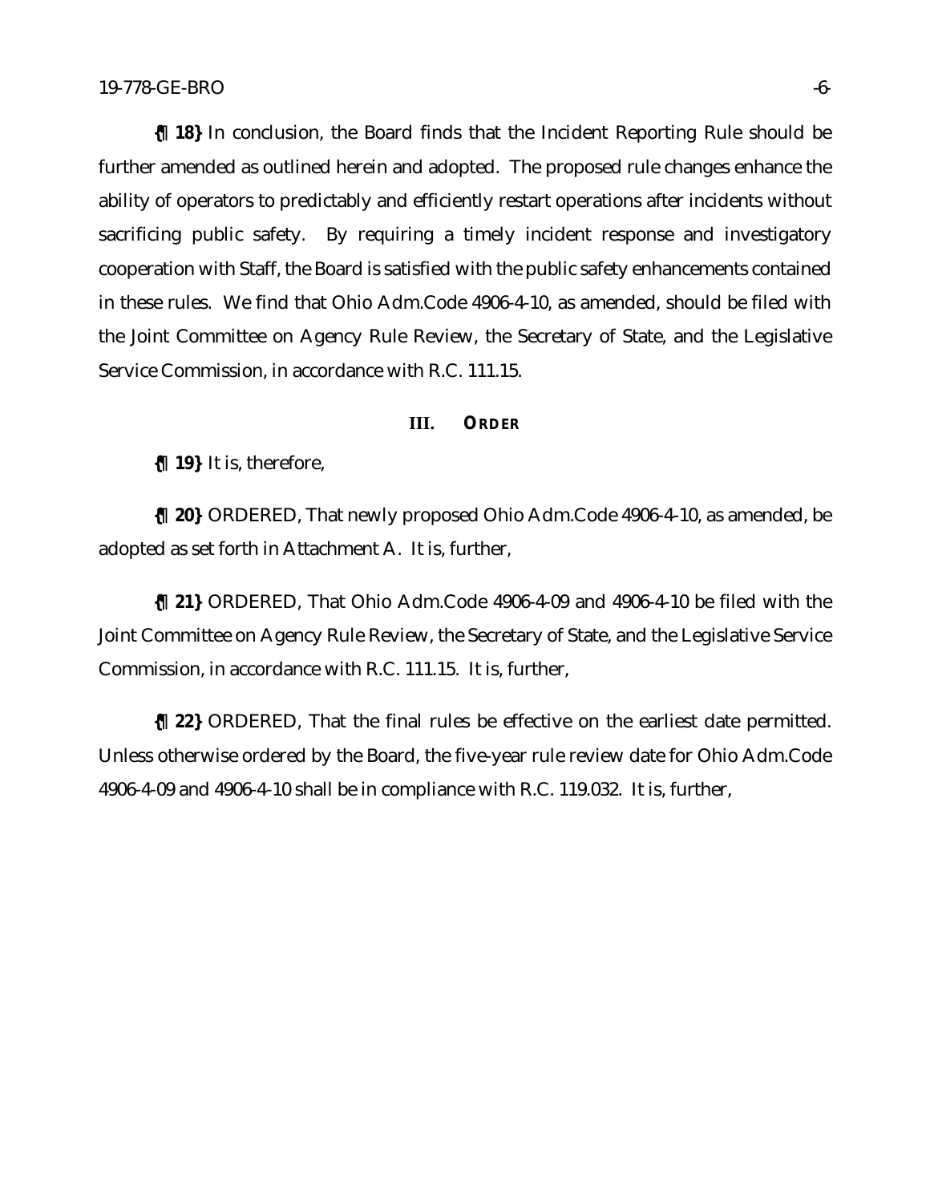**{¶ 18}** In conclusion, the Board finds that the Incident Reporting Rule should be further amended as outlined herein and adopted. The proposed rule changes enhance the ability of operators to predictably and efficiently restart operations after incidents without sacrificing public safety. By requiring a timely incident response and investigatory cooperation with Staff, the Board is satisfied with the public safety enhancements contained in these rules. We find that Ohio Adm.Code 4906-4-10, as amended, should be filed with the Joint Committee on Agency Rule Review, the Secretary of State, and the Legislative Service Commission, in accordance with R.C. 111.15.

## III. ORDER

**{¶ 19}** It is, therefore,

**{¶ 20}** ORDERED, That newly proposed Ohio Adm.Code 4906-4-10, as amended, be adopted as set forth in Attachment A. It is, further,

**{¶ 21}** ORDERED, That Ohio Adm.Code 4906-4-09 and 4906-4-10 be filed with the Joint Committee on Agency Rule Review, the Secretary of State, and the Legislative Service Commission, in accordance with R.C. 111.15. It is, further,

**{¶ 22}** ORDERED, That the final rules be effective on the earliest date permitted. Unless otherwise ordered by the Board, the five-year rule review date for Ohio Adm.Code 4906-4-09 and 4906-4-10 shall be in compliance with R.C. 119.032. It is, further,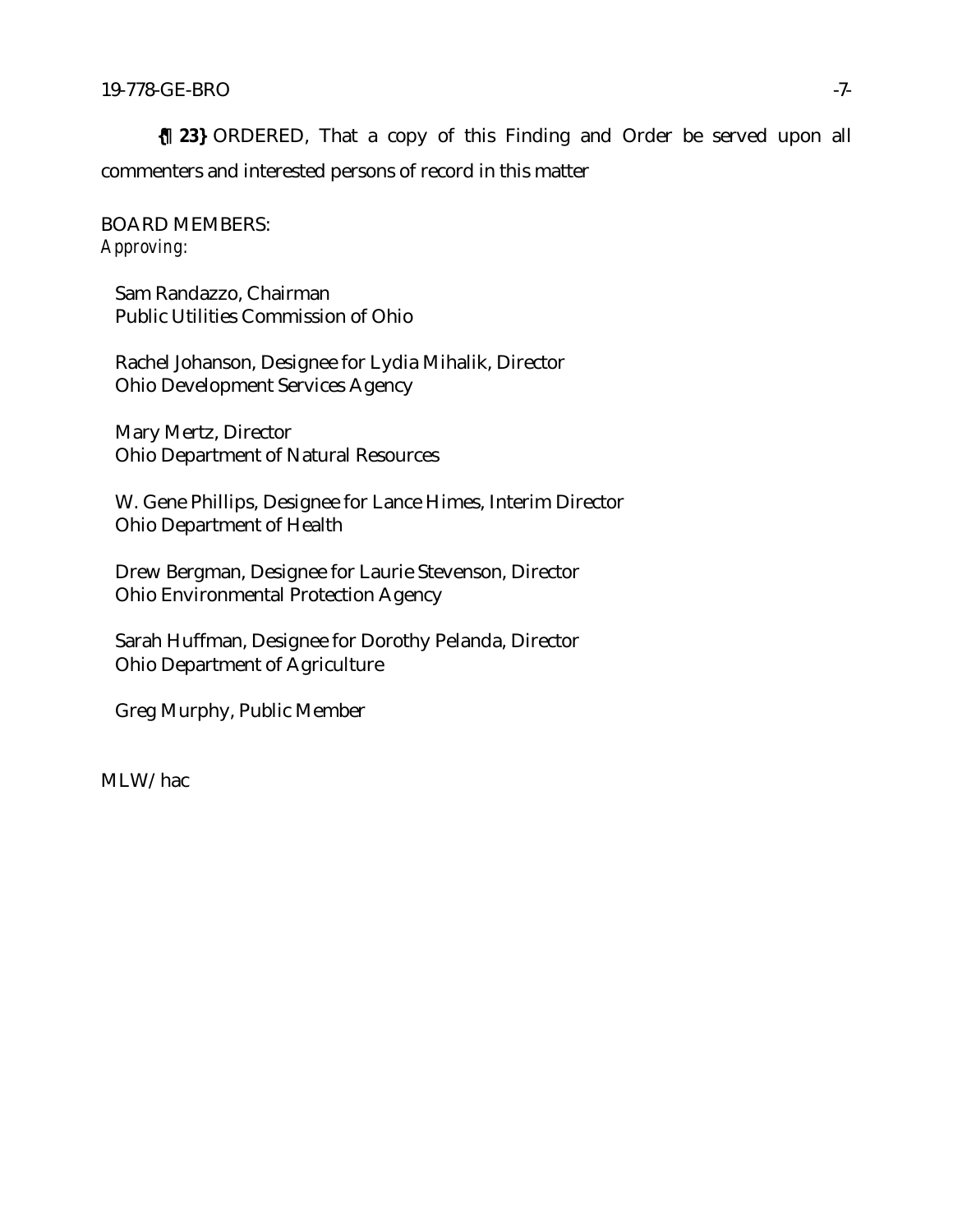**{¶ 23}** ORDERED, That a copy of this Finding and Order be served upon all commenters and interested persons of record in this matter

BOARD MEMBERS:
*Approving:*

Sam Randazzo, Chairman
Public Utilities Commission of Ohio

Rachel Johanson, Designee for Lydia Mihalik, Director
Ohio Development Services Agency

Mary Mertz, Director
Ohio Department of Natural Resources

W. Gene Phillips, Designee for Lance Himes, Interim Director
Ohio Department of Health

Drew Bergman, Designee for Laurie Stevenson, Director
Ohio Environmental Protection Agency

Sarah Huffman, Designee for Dorothy Pelanda, Director
Ohio Department of Agriculture

Greg Murphy, Public Member

MLW/hac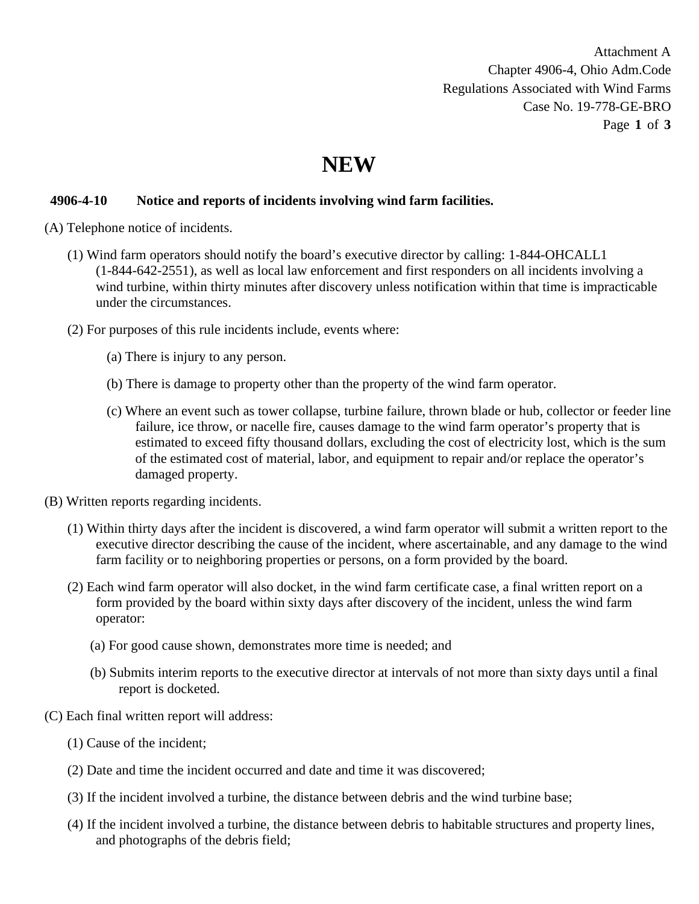# NEW

**4906-4-10 Notice and reports of incidents involving wind farm facilities.**

(A) Telephone notice of incidents.

(1) Wind farm operators should notify the board's executive director by calling: 1-844-OHCALL1 (1-844-642-2551), as well as local law enforcement and first responders on all incidents involving a wind turbine, within thirty minutes after discovery unless notification within that time is impracticable under the circumstances.

(2) For purposes of this rule incidents include, events where:

(a) There is injury to any person.

(b) There is damage to property other than the property of the wind farm operator.

(c) Where an event such as tower collapse, turbine failure, thrown blade or hub, collector or feeder line failure, ice throw, or nacelle fire, causes damage to the wind farm operator's property that is estimated to exceed fifty thousand dollars, excluding the cost of electricity lost, which is the sum of the estimated cost of material, labor, and equipment to repair and/or replace the operator's damaged property.

(B) Written reports regarding incidents.

(1) Within thirty days after the incident is discovered, a wind farm operator will submit a written report to the executive director describing the cause of the incident, where ascertainable, and any damage to the wind farm facility or to neighboring properties or persons, on a form provided by the board.

(2) Each wind farm operator will also docket, in the wind farm certificate case, a final written report on a form provided by the board within sixty days after discovery of the incident, unless the wind farm operator:

(a) For good cause shown, demonstrates more time is needed; and

(b) Submits interim reports to the executive director at intervals of not more than sixty days until a final report is docketed.

(C) Each final written report will address:

(1) Cause of the incident;

(2) Date and time the incident occurred and date and time it was discovered;

(3) If the incident involved a turbine, the distance between debris and the wind turbine base;

(4) If the incident involved a turbine, the distance between debris to habitable structures and property lines, and photographs of the debris field;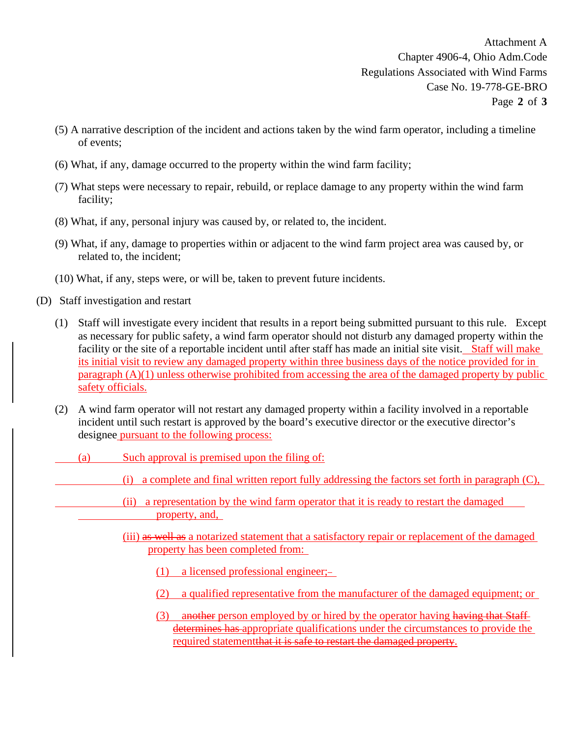(5) A narrative description of the incident and actions taken by the wind farm operator, including a timeline of events;

(6) What, if any, damage occurred to the property within the wind farm facility;

(7) What steps were necessary to repair, rebuild, or replace damage to any property within the wind farm facility;

(8) What, if any, personal injury was caused by, or related to, the incident.

(9) What, if any, damage to properties within or adjacent to the wind farm project area was caused by, or related to, the incident;

(10) What, if any, steps were, or will be, taken to prevent future incidents.

(D) Staff investigation and restart

(1) Staff will investigate every incident that results in a report being submitted pursuant to this rule. Except as necessary for public safety, a wind farm operator should not disturb any damaged property within the facility or the site of a reportable incident until after staff has made an initial site visit. Staff will make its initial visit to review any damaged property within three business days of the notice provided for in paragraph (A)(1) unless otherwise prohibited from accessing the area of the damaged property by public safety officials.

(2) A wind farm operator will not restart any damaged property within a facility involved in a reportable incident until such restart is approved by the board's executive director or the executive director's designee pursuant to the following process:

(a) Such approval is premised upon the filing of:

(i) a complete and final written report fully addressing the factors set forth in paragraph (C),

(ii) a representation by the wind farm operator that it is ready to restart the damaged property, and,

(iii) ~~as well as~~ a notarized statement that a satisfactory repair or replacement of the damaged property has been completed from:

(1) a licensed professional engineer;

(2) a qualified representative from the manufacturer of the damaged equipment; or

(3) an~~other~~ person employed by or hired by the operator having ~~having that Staff determines has~~ appropriate qualifications under the circumstances to provide the required statement~~that it is safe to restart the damaged property~~.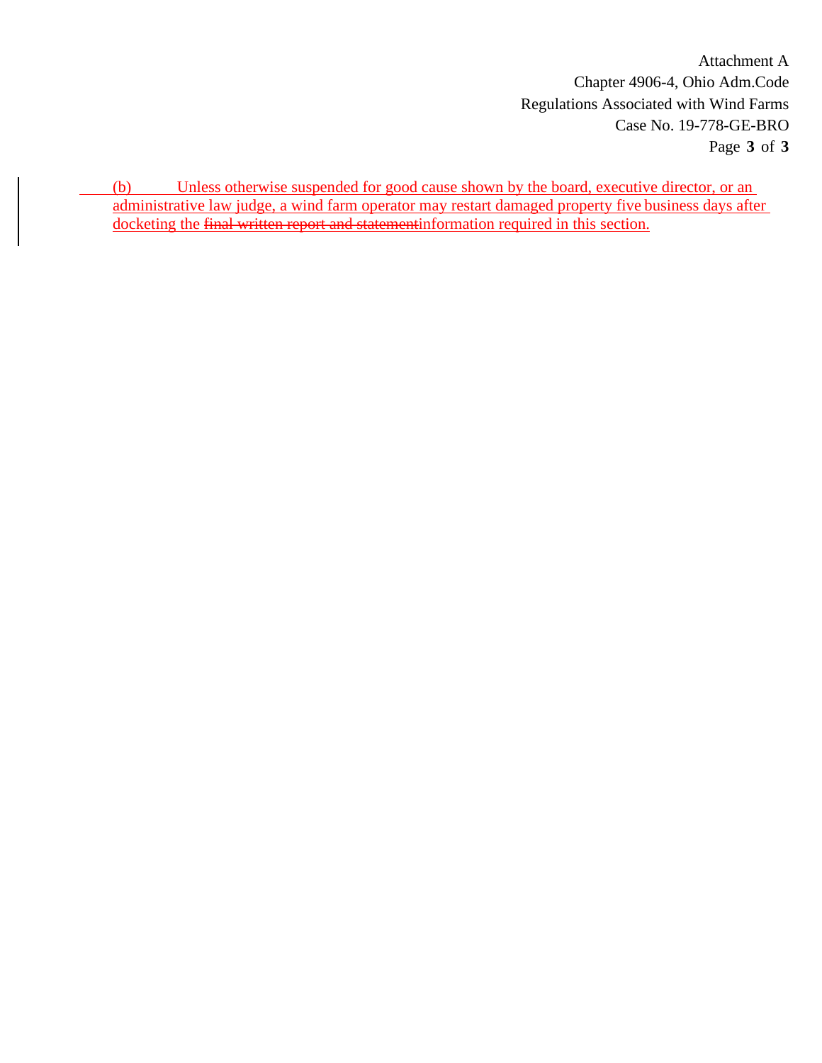(b) Unless otherwise suspended for good cause shown by the board, executive director, or an administrative law judge, a wind farm operator may restart damaged property five business days after docketing the ~~final written report and statement~~information required in this section.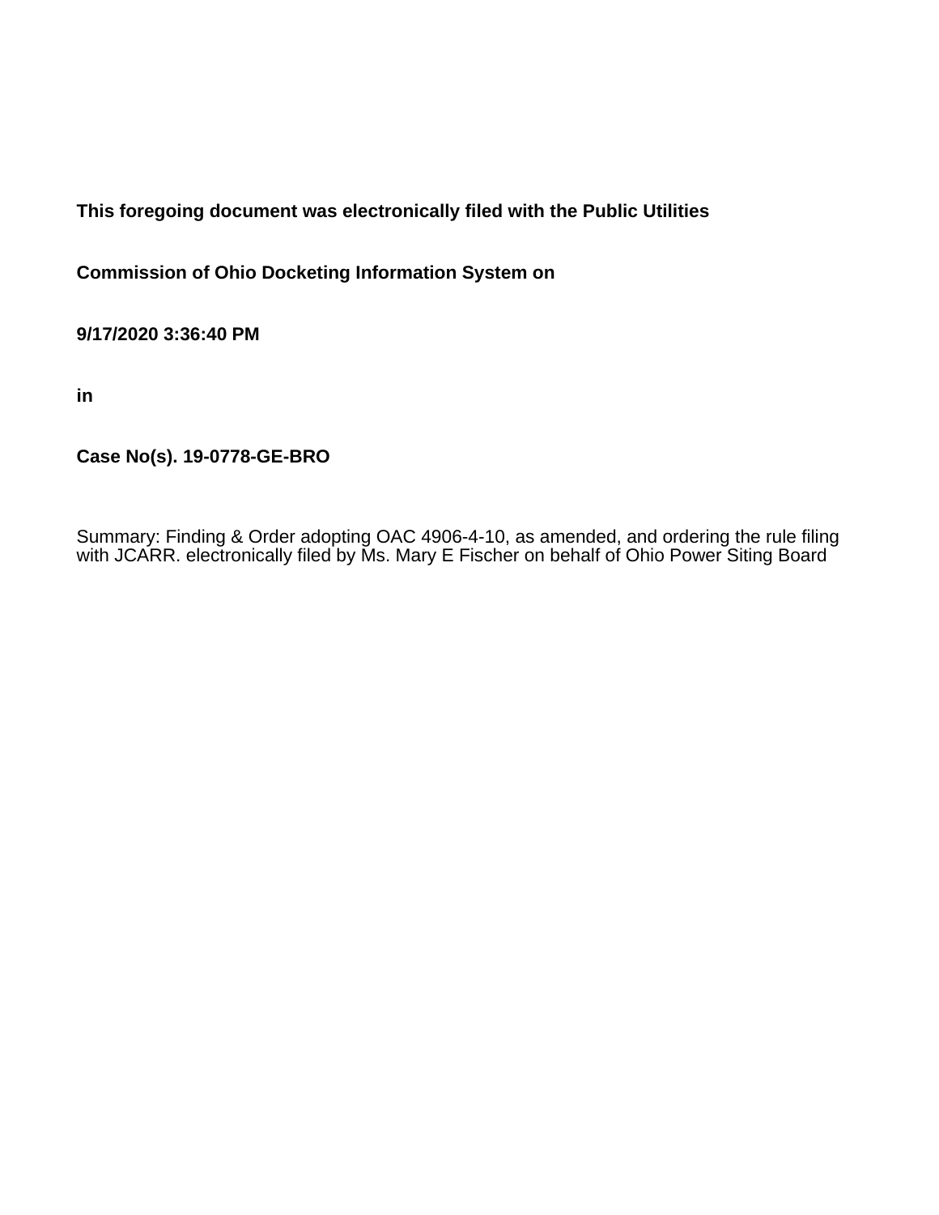**This foregoing document was electronically filed with the Public Utilities**

**Commission of Ohio Docketing Information System on**

**9/17/2020 3:36:40 PM**

**in**

**Case No(s). 19-0778-GE-BRO**

Summary: Finding & Order adopting OAC 4906-4-10, as amended, and ordering the rule filing with JCARR. electronically filed by Ms. Mary E Fischer on behalf of Ohio Power Siting Board